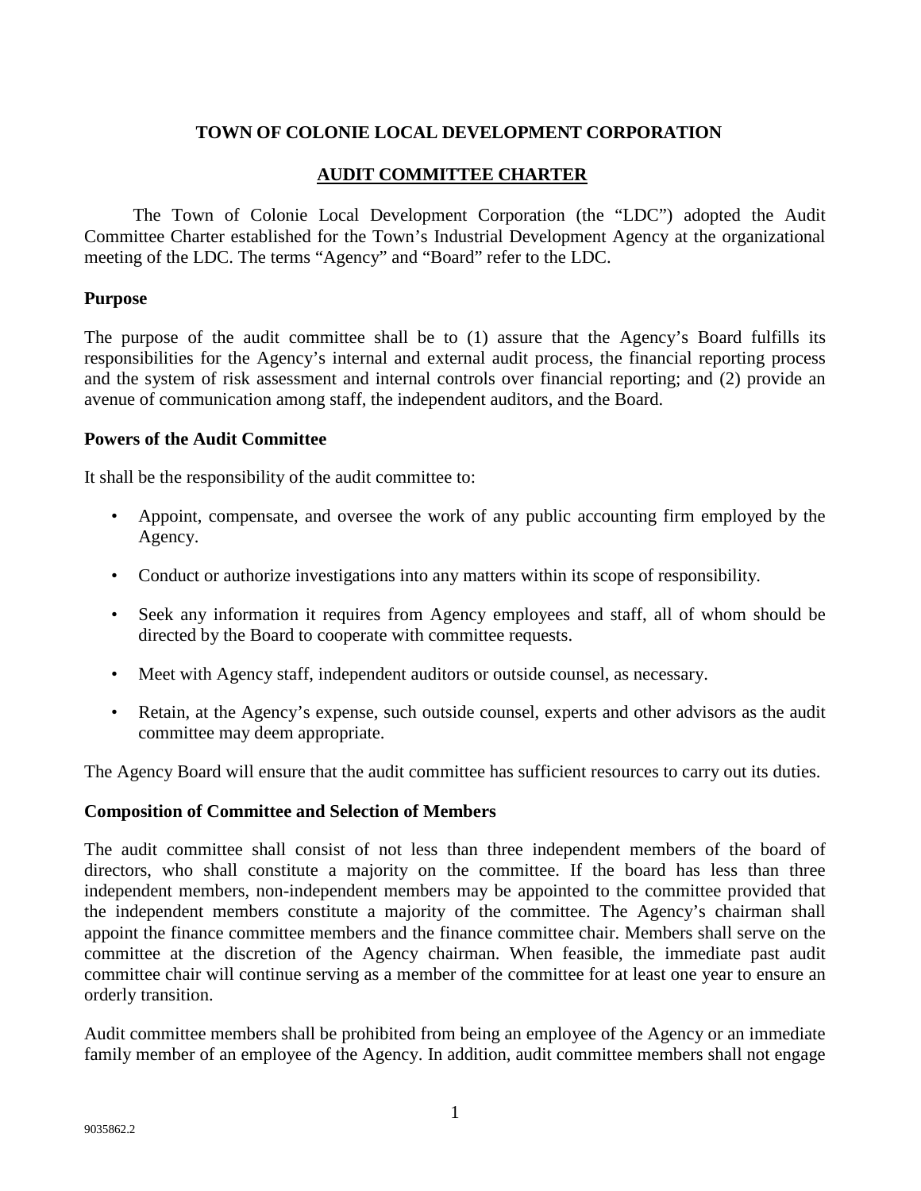# TOWN OF COLONIE LOCAL DEVELOPMENT CORPORATION

## AUDIT COMMITTEE CHARTER

The Town of Colonie Local Development Corporation (the "LDC") adopted the Audit Committee Charter established for the Town's Industrial Development Agency at the organizational meeting of the LDC. The terms "Agency" and "Board" refer to the LDC.

### Purpose

The purpose of the audit committee shall be to (1) assure that the Agency's Board fulfills its responsibilities for the Agency's internal and external audit process, the financial reporting process and the system of risk assessment and internal controls over financial reporting; and (2) provide an avenue of communication among staff, the independent auditors, and the Board.

### Powers of the Audit Committee

It shall be the responsibility of the audit committee to:

- Appoint, compensate, and oversee the work of any public accounting firm employed by the Agency.
- Conduct or authorize investigations into any matters within its scope of responsibility.
- Seek any information it requires from Agency employees and staff, all of whom should be directed by the Board to cooperate with committee requests.
- Meet with Agency staff, independent auditors or outside counsel, as necessary.
- Retain, at the Agency's expense, such outside counsel, experts and other advisors as the audit committee may deem appropriate.

The Agency Board will ensure that the audit committee has sufficient resources to carry out its duties.

### Composition of Committee and Selection of Members

The audit committee shall consist of not less than three independent members of the board of directors, who shall constitute a majority on the committee. If the board has less than three independent members, non-independent members may be appointed to the committee provided that the independent members constitute a majority of the committee. The Agency's chairman shall appoint the finance committee members and the finance committee chair. Members shall serve on the committee at the discretion of the Agency chairman. When feasible, the immediate past audit committee chair will continue serving as a member of the committee for at least one year to ensure an orderly transition.

Audit committee members shall be prohibited from being an employee of the Agency or an immediate family member of an employee of the Agency. In addition, audit committee members shall not engage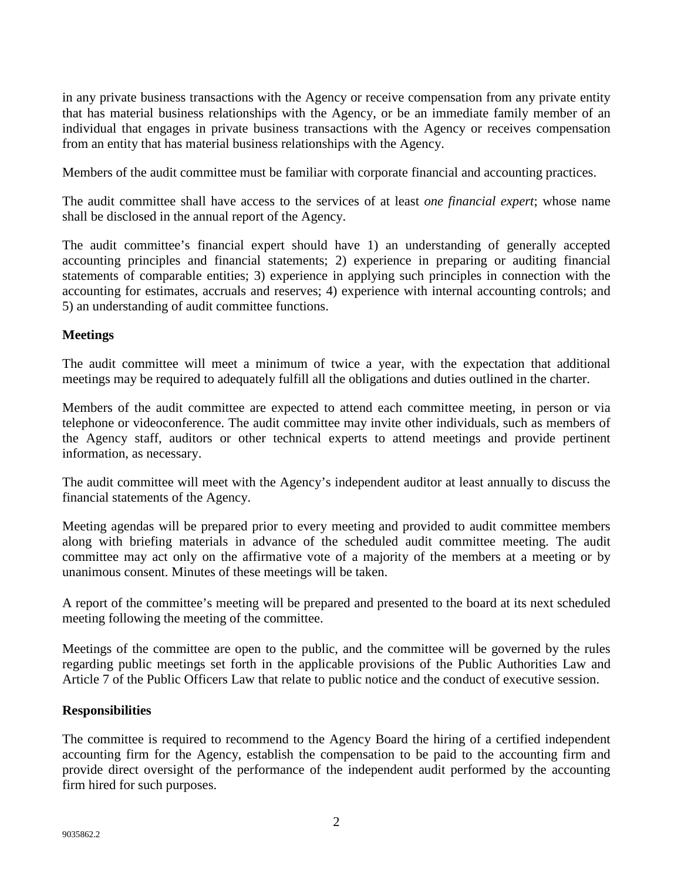in any private business transactions with the Agency or receive compensation from any private entity that has material business relationships with the Agency, or be an immediate family member of an individual that engages in private business transactions with the Agency or receives compensation from an entity that has material business relationships with the Agency.

Members of the audit committee must be familiar with corporate financial and accounting practices.

The audit committee shall have access to the services of at least *one financial expert*; whose name shall be disclosed in the annual report of the Agency.

The audit committee's financial expert should have 1) an understanding of generally accepted accounting principles and financial statements; 2) experience in preparing or auditing financial statements of comparable entities; 3) experience in applying such principles in connection with the accounting for estimates, accruals and reserves; 4) experience with internal accounting controls; and 5) an understanding of audit committee functions.

**Meetings**

The audit committee will meet a minimum of twice a year, with the expectation that additional meetings may be required to adequately fulfill all the obligations and duties outlined in the charter.

Members of the audit committee are expected to attend each committee meeting, in person or via telephone or videoconference. The audit committee may invite other individuals, such as members of the Agency staff, auditors or other technical experts to attend meetings and provide pertinent information, as necessary.

The audit committee will meet with the Agency's independent auditor at least annually to discuss the financial statements of the Agency.

Meeting agendas will be prepared prior to every meeting and provided to audit committee members along with briefing materials in advance of the scheduled audit committee meeting. The audit committee may act only on the affirmative vote of a majority of the members at a meeting or by unanimous consent. Minutes of these meetings will be taken.

A report of the committee's meeting will be prepared and presented to the board at its next scheduled meeting following the meeting of the committee.

Meetings of the committee are open to the public, and the committee will be governed by the rules regarding public meetings set forth in the applicable provisions of the Public Authorities Law and Article 7 of the Public Officers Law that relate to public notice and the conduct of executive session.

**Responsibilities**

The committee is required to recommend to the Agency Board the hiring of a certified independent accounting firm for the Agency, establish the compensation to be paid to the accounting firm and provide direct oversight of the performance of the independent audit performed by the accounting firm hired for such purposes.

9035862.2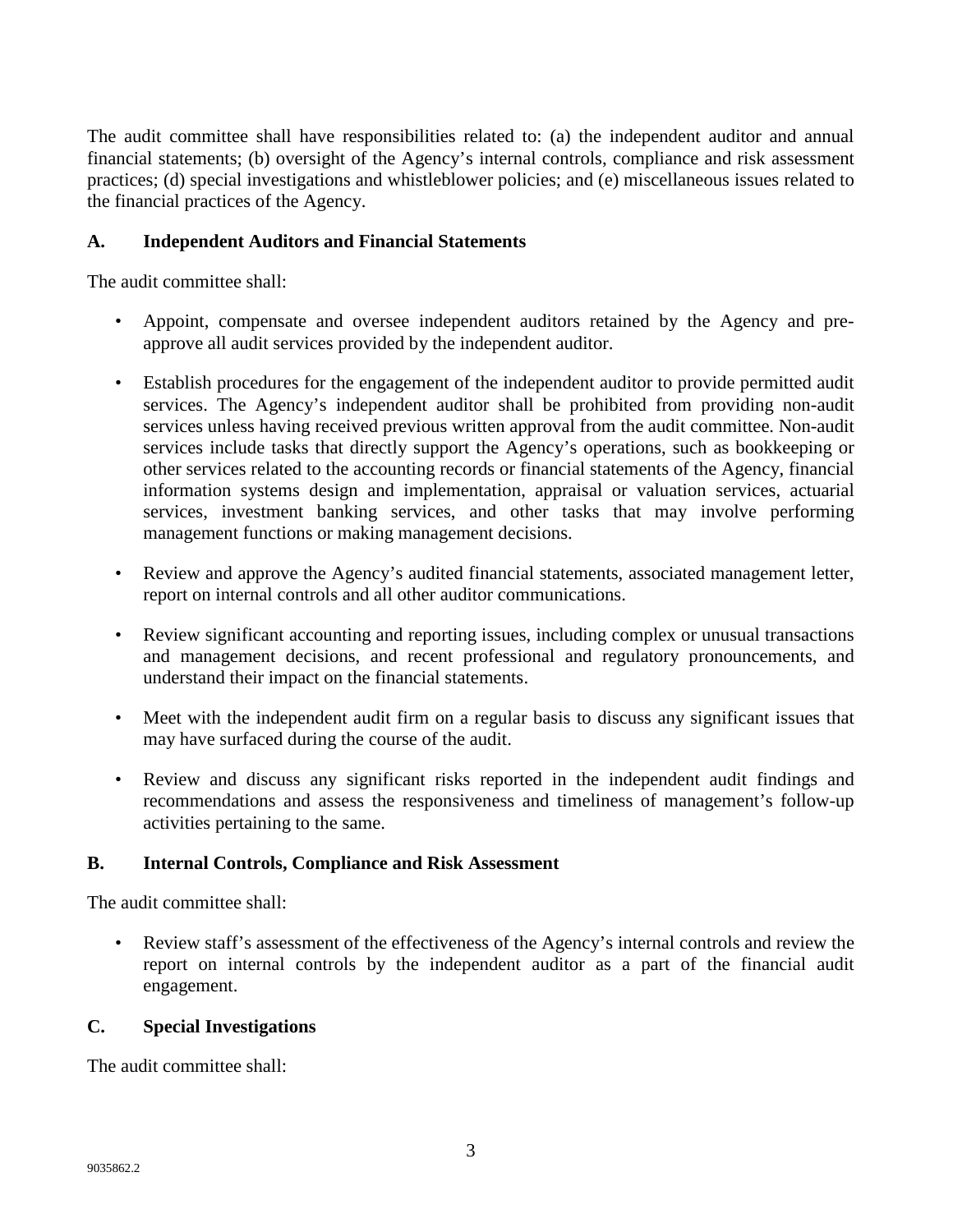The audit committee shall have responsibilities related to: (a) the independent auditor and annual financial statements; (b) oversight of the Agency's internal controls, compliance and risk assessment practices; (d) special investigations and whistleblower policies; and (e) miscellaneous issues related to the financial practices of the Agency.

## A. Independent Auditors and Financial Statements

The audit committee shall:

- Appoint, compensate and oversee independent auditors retained by the Agency and pre-approve all audit services provided by the independent auditor.
- Establish procedures for the engagement of the independent auditor to provide permitted audit services. The Agency's independent auditor shall be prohibited from providing non-audit services unless having received previous written approval from the audit committee. Non-audit services include tasks that directly support the Agency's operations, such as bookkeeping or other services related to the accounting records or financial statements of the Agency, financial information systems design and implementation, appraisal or valuation services, actuarial services, investment banking services, and other tasks that may involve performing management functions or making management decisions.
- Review and approve the Agency's audited financial statements, associated management letter, report on internal controls and all other auditor communications.
- Review significant accounting and reporting issues, including complex or unusual transactions and management decisions, and recent professional and regulatory pronouncements, and understand their impact on the financial statements.
- Meet with the independent audit firm on a regular basis to discuss any significant issues that may have surfaced during the course of the audit.
- Review and discuss any significant risks reported in the independent audit findings and recommendations and assess the responsiveness and timeliness of management's follow-up activities pertaining to the same.

## B. Internal Controls, Compliance and Risk Assessment

The audit committee shall:

- Review staff's assessment of the effectiveness of the Agency's internal controls and review the report on internal controls by the independent auditor as a part of the financial audit engagement.

## C. Special Investigations

The audit committee shall: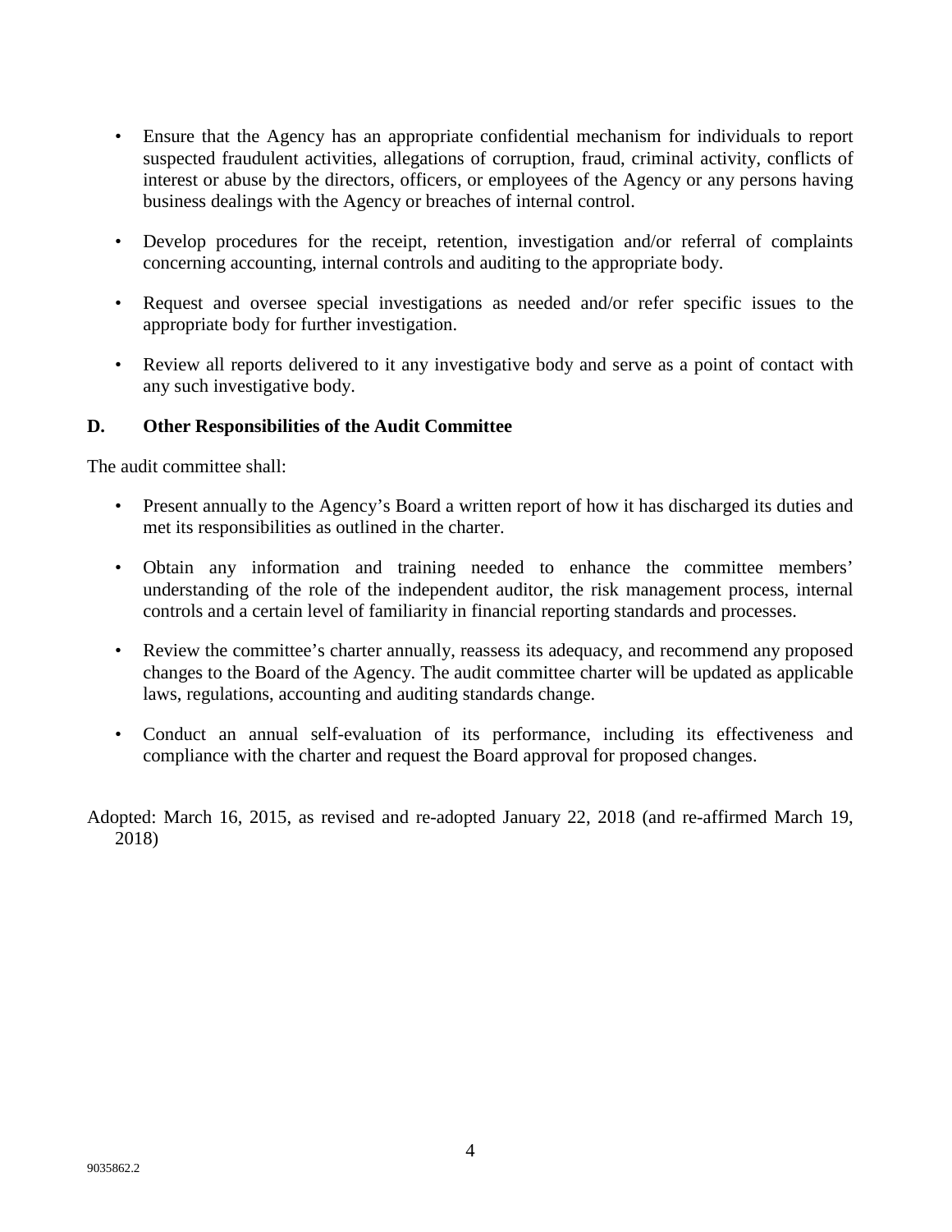- Ensure that the Agency has an appropriate confidential mechanism for individuals to report suspected fraudulent activities, allegations of corruption, fraud, criminal activity, conflicts of interest or abuse by the directors, officers, or employees of the Agency or any persons having business dealings with the Agency or breaches of internal control.

- Develop procedures for the receipt, retention, investigation and/or referral of complaints concerning accounting, internal controls and auditing to the appropriate body.

- Request and oversee special investigations as needed and/or refer specific issues to the appropriate body for further investigation.

- Review all reports delivered to it any investigative body and serve as a point of contact with any such investigative body.

### D. Other Responsibilities of the Audit Committee

The audit committee shall:

- Present annually to the Agency's Board a written report of how it has discharged its duties and met its responsibilities as outlined in the charter.

- Obtain any information and training needed to enhance the committee members' understanding of the role of the independent auditor, the risk management process, internal controls and a certain level of familiarity in financial reporting standards and processes.

- Review the committee's charter annually, reassess its adequacy, and recommend any proposed changes to the Board of the Agency. The audit committee charter will be updated as applicable laws, regulations, accounting and auditing standards change.

- Conduct an annual self-evaluation of its performance, including its effectiveness and compliance with the charter and request the Board approval for proposed changes.

Adopted: March 16, 2015, as revised and re-adopted January 22, 2018 (and re-affirmed March 19, 2018)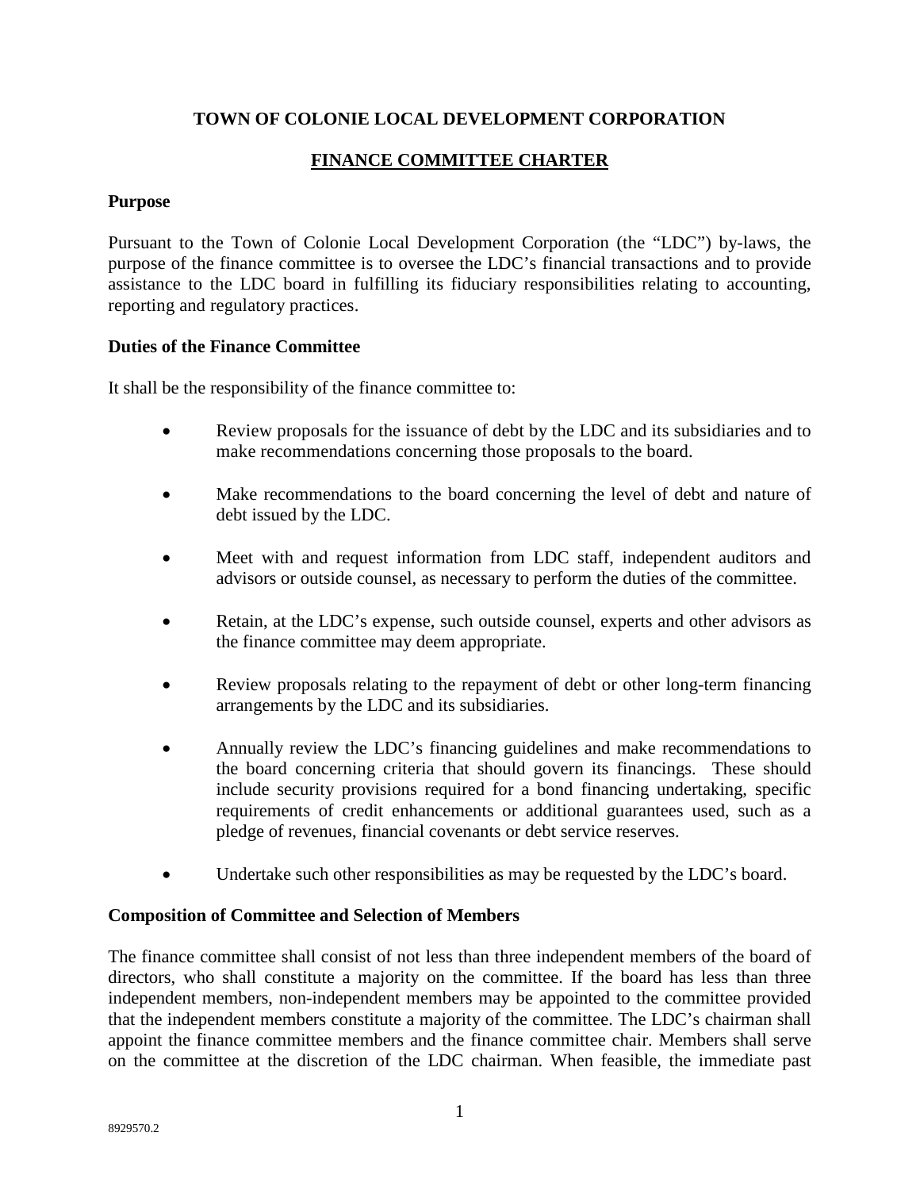# TOWN OF COLONIE LOCAL DEVELOPMENT CORPORATION

## FINANCE COMMITTEE CHARTER

### Purpose

Pursuant to the Town of Colonie Local Development Corporation (the "LDC") by-laws, the purpose of the finance committee is to oversee the LDC's financial transactions and to provide assistance to the LDC board in fulfilling its fiduciary responsibilities relating to accounting, reporting and regulatory practices.

### Duties of the Finance Committee

It shall be the responsibility of the finance committee to:

- Review proposals for the issuance of debt by the LDC and its subsidiaries and to make recommendations concerning those proposals to the board.
- Make recommendations to the board concerning the level of debt and nature of debt issued by the LDC.
- Meet with and request information from LDC staff, independent auditors and advisors or outside counsel, as necessary to perform the duties of the committee.
- Retain, at the LDC's expense, such outside counsel, experts and other advisors as the finance committee may deem appropriate.
- Review proposals relating to the repayment of debt or other long-term financing arrangements by the LDC and its subsidiaries.
- Annually review the LDC's financing guidelines and make recommendations to the board concerning criteria that should govern its financings. These should include security provisions required for a bond financing undertaking, specific requirements of credit enhancements or additional guarantees used, such as a pledge of revenues, financial covenants or debt service reserves.
- Undertake such other responsibilities as may be requested by the LDC's board.

### Composition of Committee and Selection of Members

The finance committee shall consist of not less than three independent members of the board of directors, who shall constitute a majority on the committee. If the board has less than three independent members, non-independent members may be appointed to the committee provided that the independent members constitute a majority of the committee. The LDC's chairman shall appoint the finance committee members and the finance committee chair. Members shall serve on the committee at the discretion of the LDC chairman. When feasible, the immediate past

8929570.2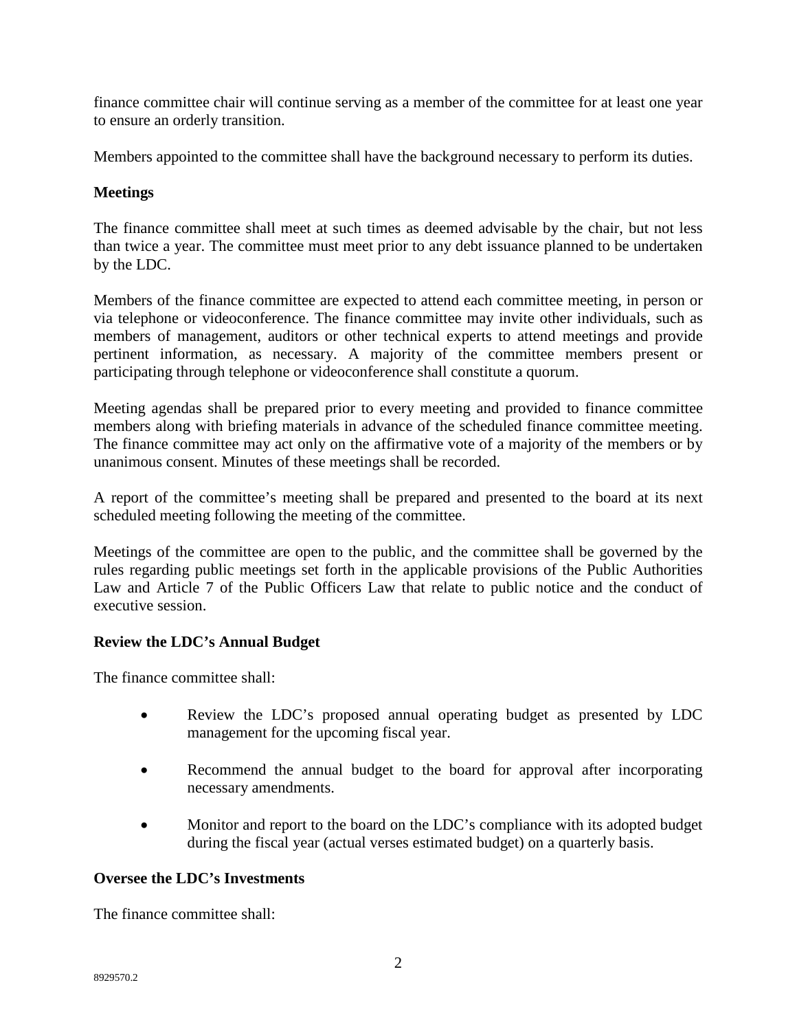finance committee chair will continue serving as a member of the committee for at least one year to ensure an orderly transition.

Members appointed to the committee shall have the background necessary to perform its duties.

**Meetings**

The finance committee shall meet at such times as deemed advisable by the chair, but not less than twice a year. The committee must meet prior to any debt issuance planned to be undertaken by the LDC.

Members of the finance committee are expected to attend each committee meeting, in person or via telephone or videoconference. The finance committee may invite other individuals, such as members of management, auditors or other technical experts to attend meetings and provide pertinent information, as necessary. A majority of the committee members present or participating through telephone or videoconference shall constitute a quorum.

Meeting agendas shall be prepared prior to every meeting and provided to finance committee members along with briefing materials in advance of the scheduled finance committee meeting. The finance committee may act only on the affirmative vote of a majority of the members or by unanimous consent. Minutes of these meetings shall be recorded.

A report of the committee's meeting shall be prepared and presented to the board at its next scheduled meeting following the meeting of the committee.

Meetings of the committee are open to the public, and the committee shall be governed by the rules regarding public meetings set forth in the applicable provisions of the Public Authorities Law and Article 7 of the Public Officers Law that relate to public notice and the conduct of executive session.

**Review the LDC's Annual Budget**

The finance committee shall:

- Review the LDC's proposed annual operating budget as presented by LDC management for the upcoming fiscal year.
- Recommend the annual budget to the board for approval after incorporating necessary amendments.
- Monitor and report to the board on the LDC's compliance with its adopted budget during the fiscal year (actual verses estimated budget) on a quarterly basis.

**Oversee the LDC's Investments**

The finance committee shall: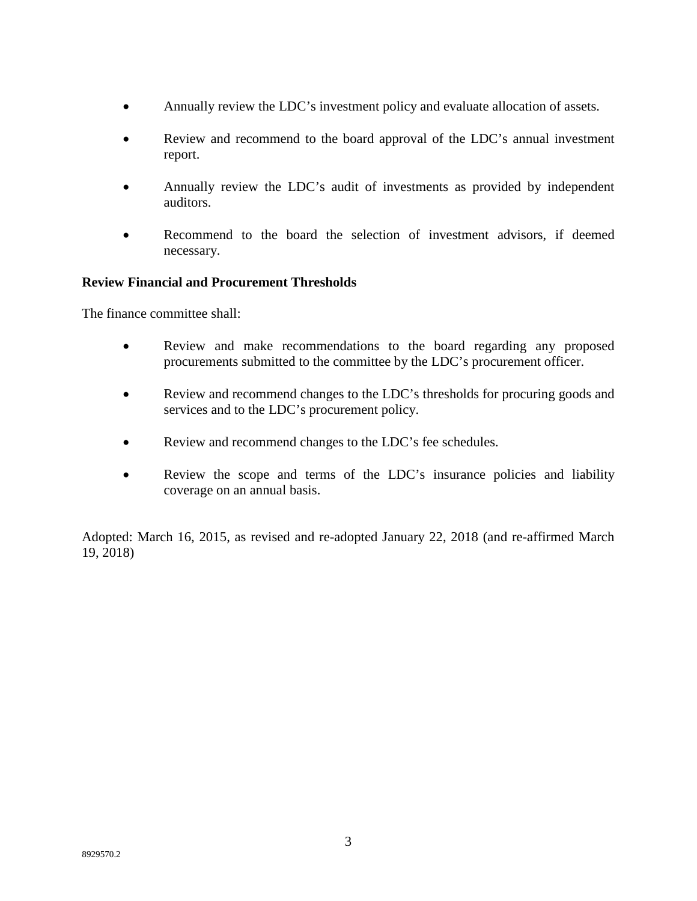- Annually review the LDC's investment policy and evaluate allocation of assets.

- Review and recommend to the board approval of the LDC's annual investment report.

- Annually review the LDC's audit of investments as provided by independent auditors.

- Recommend to the board the selection of investment advisors, if deemed necessary.

**Review Financial and Procurement Thresholds**

The finance committee shall:

- Review and make recommendations to the board regarding any proposed procurements submitted to the committee by the LDC's procurement officer.

- Review and recommend changes to the LDC's thresholds for procuring goods and services and to the LDC's procurement policy.

- Review and recommend changes to the LDC's fee schedules.

- Review the scope and terms of the LDC's insurance policies and liability coverage on an annual basis.

Adopted: March 16, 2015, as revised and re-adopted January 22, 2018 (and re-affirmed March 19, 2018)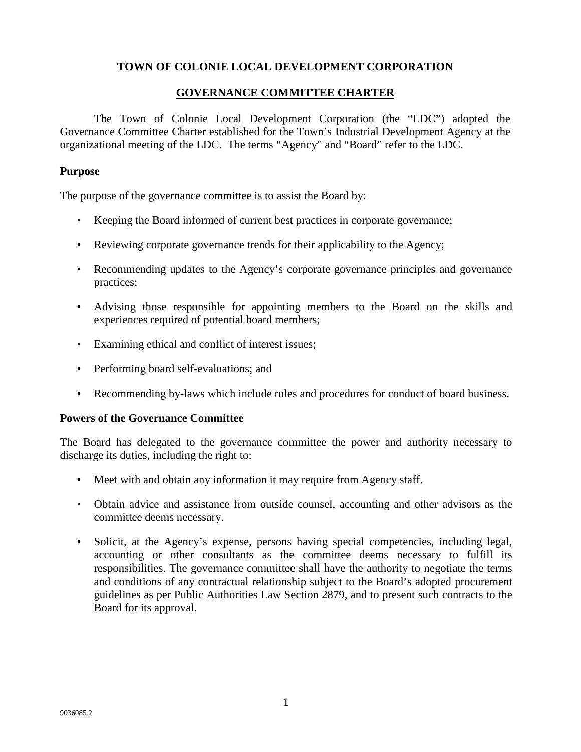**TOWN OF COLONIE LOCAL DEVELOPMENT CORPORATION**

**GOVERNANCE COMMITTEE CHARTER**

The Town of Colonie Local Development Corporation (the "LDC") adopted the Governance Committee Charter established for the Town's Industrial Development Agency at the organizational meeting of the LDC. The terms "Agency" and "Board" refer to the LDC.

**Purpose**

The purpose of the governance committee is to assist the Board by:

- Keeping the Board informed of current best practices in corporate governance;
- Reviewing corporate governance trends for their applicability to the Agency;
- Recommending updates to the Agency's corporate governance principles and governance practices;
- Advising those responsible for appointing members to the Board on the skills and experiences required of potential board members;
- Examining ethical and conflict of interest issues;
- Performing board self-evaluations; and
- Recommending by-laws which include rules and procedures for conduct of board business.

**Powers of the Governance Committee**

The Board has delegated to the governance committee the power and authority necessary to discharge its duties, including the right to:

- Meet with and obtain any information it may require from Agency staff.
- Obtain advice and assistance from outside counsel, accounting and other advisors as the committee deems necessary.
- Solicit, at the Agency's expense, persons having special competencies, including legal, accounting or other consultants as the committee deems necessary to fulfill its responsibilities. The governance committee shall have the authority to negotiate the terms and conditions of any contractual relationship subject to the Board's adopted procurement guidelines as per Public Authorities Law Section 2879, and to present such contracts to the Board for its approval.

9036085.2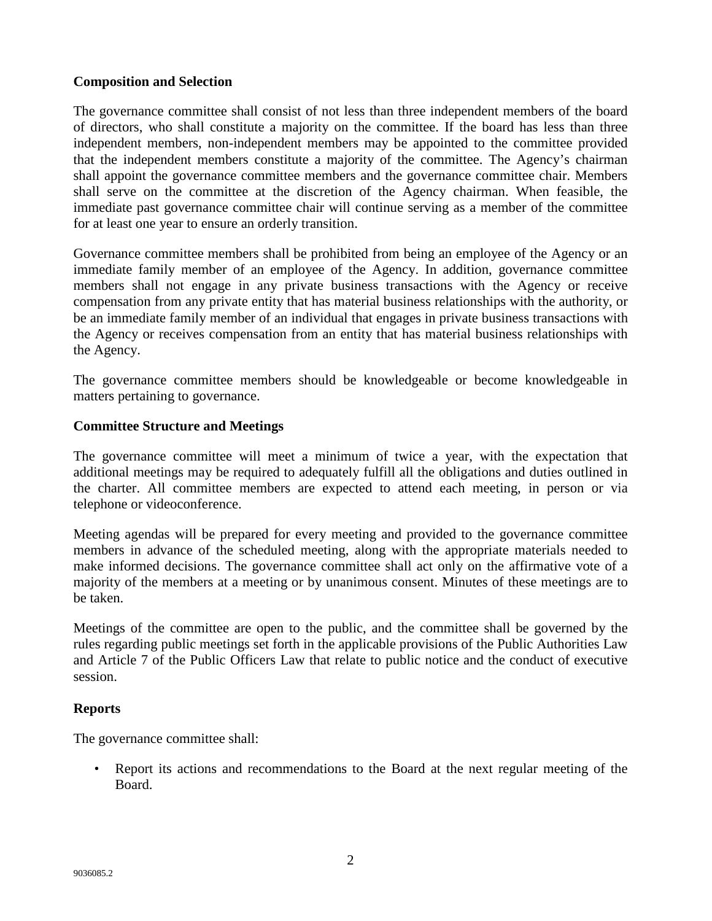**Composition and Selection**

The governance committee shall consist of not less than three independent members of the board of directors, who shall constitute a majority on the committee. If the board has less than three independent members, non-independent members may be appointed to the committee provided that the independent members constitute a majority of the committee. The Agency's chairman shall appoint the governance committee members and the governance committee chair. Members shall serve on the committee at the discretion of the Agency chairman. When feasible, the immediate past governance committee chair will continue serving as a member of the committee for at least one year to ensure an orderly transition.

Governance committee members shall be prohibited from being an employee of the Agency or an immediate family member of an employee of the Agency. In addition, governance committee members shall not engage in any private business transactions with the Agency or receive compensation from any private entity that has material business relationships with the authority, or be an immediate family member of an individual that engages in private business transactions with the Agency or receives compensation from an entity that has material business relationships with the Agency.

The governance committee members should be knowledgeable or become knowledgeable in matters pertaining to governance.

**Committee Structure and Meetings**

The governance committee will meet a minimum of twice a year, with the expectation that additional meetings may be required to adequately fulfill all the obligations and duties outlined in the charter. All committee members are expected to attend each meeting, in person or via telephone or videoconference.

Meeting agendas will be prepared for every meeting and provided to the governance committee members in advance of the scheduled meeting, along with the appropriate materials needed to make informed decisions. The governance committee shall act only on the affirmative vote of a majority of the members at a meeting or by unanimous consent. Minutes of these meetings are to be taken.

Meetings of the committee are open to the public, and the committee shall be governed by the rules regarding public meetings set forth in the applicable provisions of the Public Authorities Law and Article 7 of the Public Officers Law that relate to public notice and the conduct of executive session.

**Reports**

The governance committee shall:

- Report its actions and recommendations to the Board at the next regular meeting of the Board.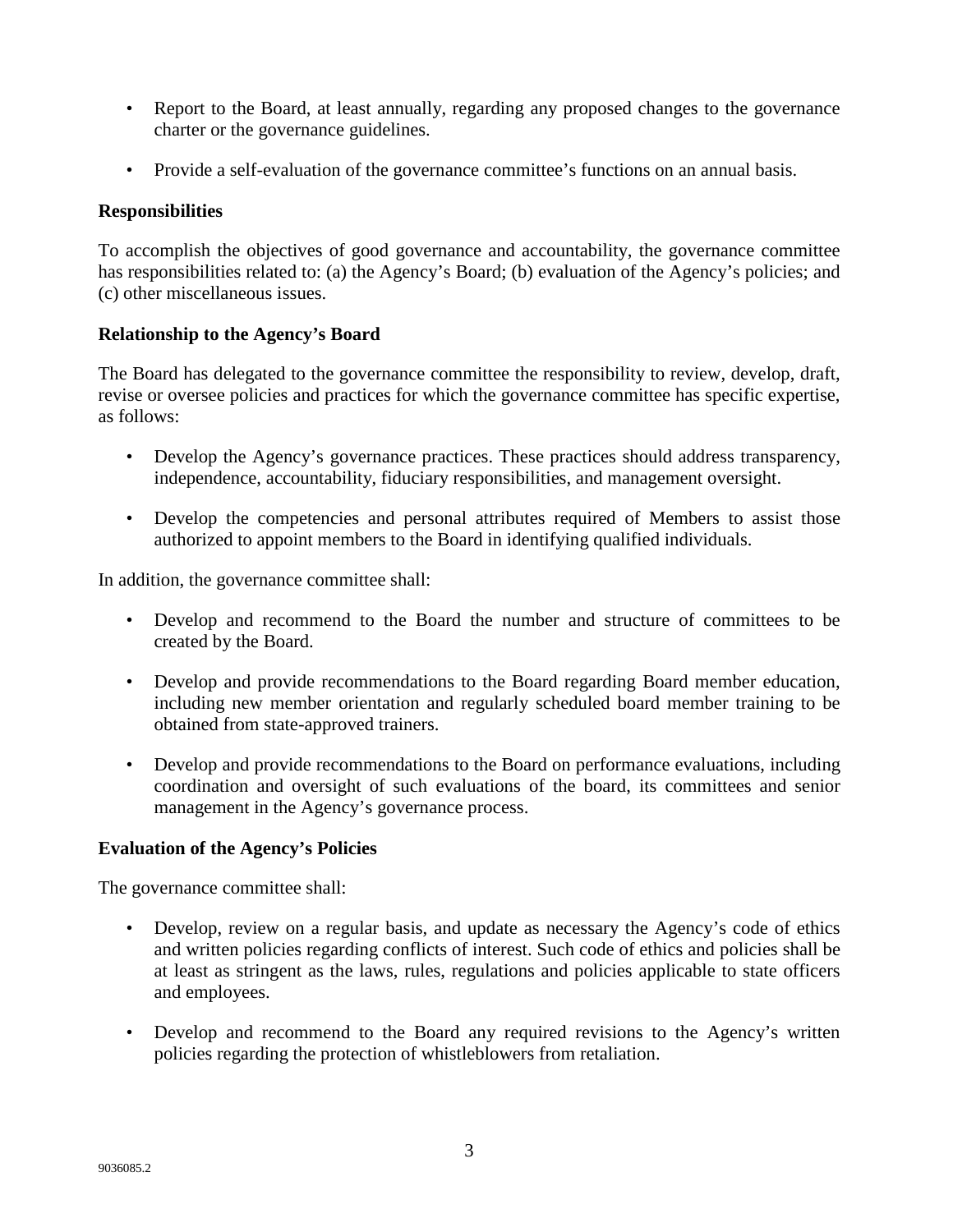- Report to the Board, at least annually, regarding any proposed changes to the governance charter or the governance guidelines.

- Provide a self-evaluation of the governance committee's functions on an annual basis.

**Responsibilities**

To accomplish the objectives of good governance and accountability, the governance committee has responsibilities related to: (a) the Agency's Board; (b) evaluation of the Agency's policies; and (c) other miscellaneous issues.

**Relationship to the Agency's Board**

The Board has delegated to the governance committee the responsibility to review, develop, draft, revise or oversee policies and practices for which the governance committee has specific expertise, as follows:

- Develop the Agency's governance practices. These practices should address transparency, independence, accountability, fiduciary responsibilities, and management oversight.

- Develop the competencies and personal attributes required of Members to assist those authorized to appoint members to the Board in identifying qualified individuals.

In addition, the governance committee shall:

- Develop and recommend to the Board the number and structure of committees to be created by the Board.

- Develop and provide recommendations to the Board regarding Board member education, including new member orientation and regularly scheduled board member training to be obtained from state-approved trainers.

- Develop and provide recommendations to the Board on performance evaluations, including coordination and oversight of such evaluations of the board, its committees and senior management in the Agency's governance process.

**Evaluation of the Agency's Policies**

The governance committee shall:

- Develop, review on a regular basis, and update as necessary the Agency's code of ethics and written policies regarding conflicts of interest. Such code of ethics and policies shall be at least as stringent as the laws, rules, regulations and policies applicable to state officers and employees.

- Develop and recommend to the Board any required revisions to the Agency's written policies regarding the protection of whistleblowers from retaliation.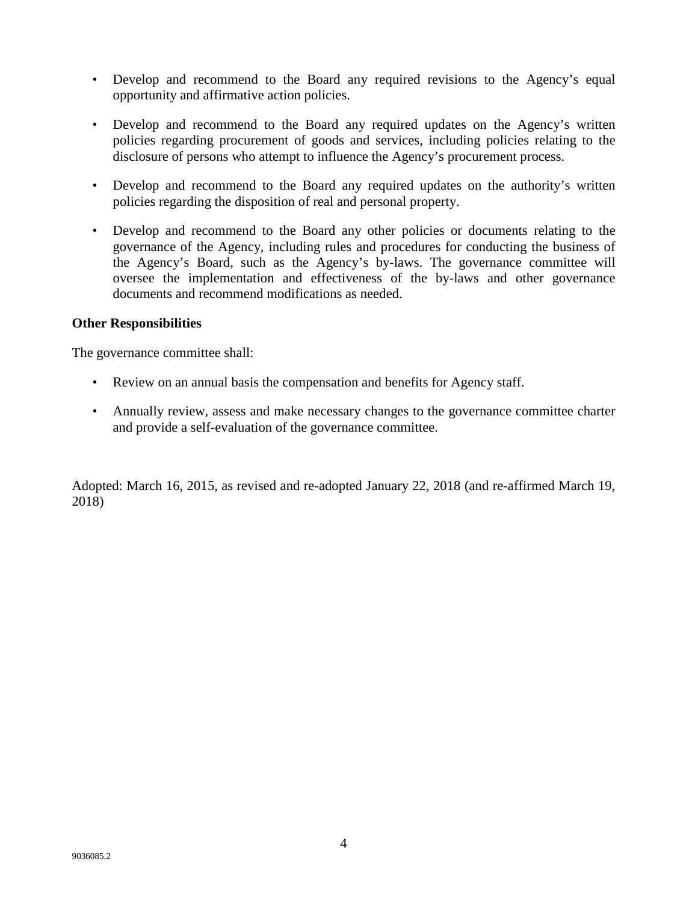- Develop and recommend to the Board any required revisions to the Agency's equal opportunity and affirmative action policies.

- Develop and recommend to the Board any required updates on the Agency's written policies regarding procurement of goods and services, including policies relating to the disclosure of persons who attempt to influence the Agency's procurement process.

- Develop and recommend to the Board any required updates on the authority's written policies regarding the disposition of real and personal property.

- Develop and recommend to the Board any other policies or documents relating to the governance of the Agency, including rules and procedures for conducting the business of the Agency's Board, such as the Agency's by-laws. The governance committee will oversee the implementation and effectiveness of the by-laws and other governance documents and recommend modifications as needed.

**Other Responsibilities**

The governance committee shall:

- Review on an annual basis the compensation and benefits for Agency staff.

- Annually review, assess and make necessary changes to the governance committee charter and provide a self-evaluation of the governance committee.

Adopted: March 16, 2015, as revised and re-adopted January 22, 2018 (and re-affirmed March 19, 2018)

9036085.2